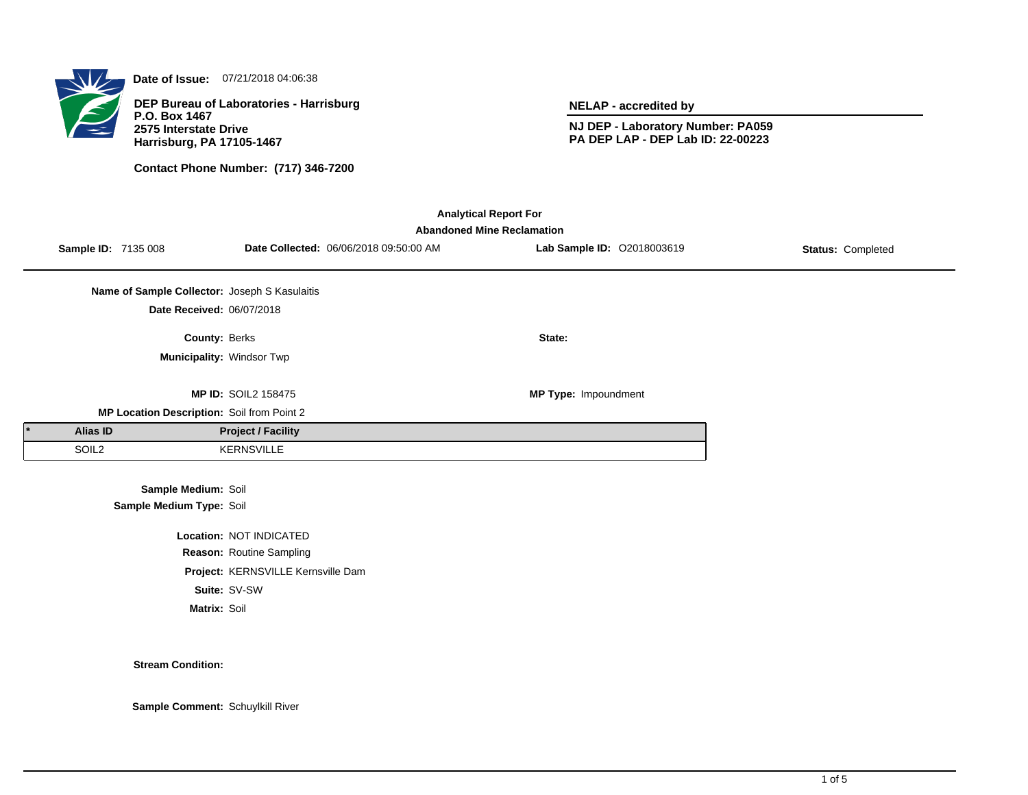**Date of Issue:** 07/21/2018 04:06:38

**DEP Bureau of Laboratories - Harrisburg**
**P.O. Box 1467**
**2575 Interstate Drive**
**Harrisburg, PA 17105-1467**

**Contact Phone Number: (717) 346-7200**

**NELAP - accredited by**

**NJ DEP - Laboratory Number: PA059**
**PA DEP LAP - DEP Lab ID: 22-00223**

**Analytical Report For**
**Abandoned Mine Reclamation**

**Sample ID:** 7135 008 **Date Collected:** 06/06/2018 09:50:00 AM **Lab Sample ID:** O2018003619 **Status:** Completed

**Name of Sample Collector:** Joseph S Kasulaitis
**Date Received:** 06/07/2018

**County:** Berks
**State:**
**Municipality:** Windsor Twp

**MP ID:** SOIL2 158475
**MP Type:** Impoundment
**MP Location Description:** Soil from Point 2

| * | Alias ID | Project / Facility |
|---|---|---|
| | SOIL2 | KERNSVILLE |

**Sample Medium:** Soil
**Sample Medium Type:** Soil

**Location:** NOT INDICATED
**Reason:** Routine Sampling
**Project:** KERNSVILLE Kernsville Dam
**Suite:** SV-SW
**Matrix:** Soil

**Stream Condition:**

**Sample Comment:** Schuylkill River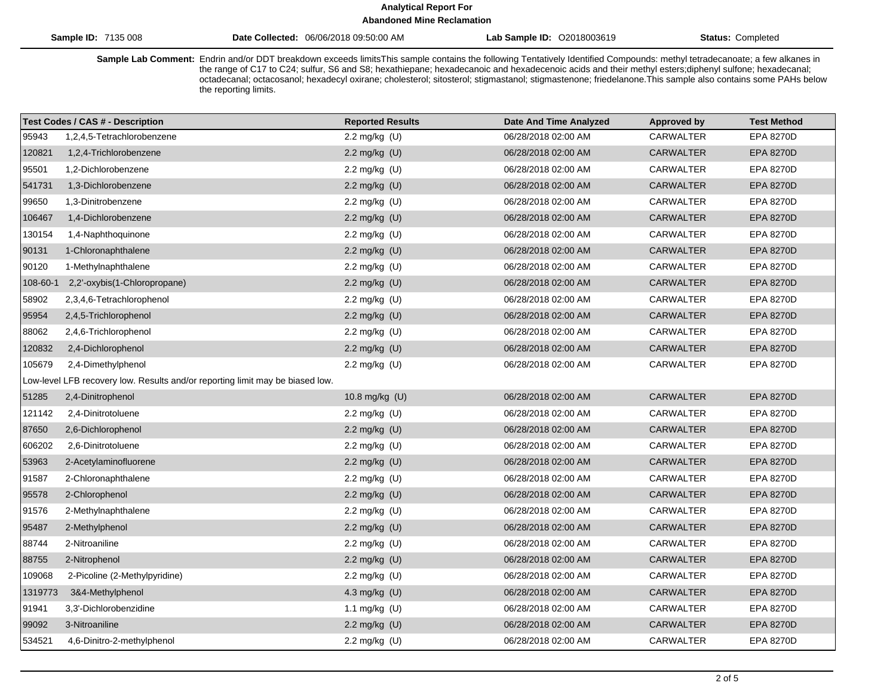**Analytical Report For**
**Abandoned Mine Reclamation**

**Sample ID:** 7135 008 | **Date Collected:** 06/06/2018 09:50:00 AM | **Lab Sample ID:** O2018003619 | **Status:** Completed

**Sample Lab Comment:** Endrin and/or DDT breakdown exceeds limitsThis sample contains the following Tentatively Identified Compounds: methyl tetradecanoate; a few alkanes in the range of C17 to C24; sulfur, S6 and S8; hexathiepane; hexadecanoic and hexadecenoic acids and their methyl esters;diphenyl sulfone; hexadecanal; octadecanal; octacosanol; hexadecyl oxirane; cholesterol; sitosterol; stigmastanol; stigmastenone; friedelanone.This sample also contains some PAHs below the reporting limits.

| Test Codes / CAS # - Description | Reported Results | Date And Time Analyzed | Approved by | Test Method |
|---|---|---|---|---|
| 95943 1,2,4,5-Tetrachlorobenzene | 2.2 mg/kg (U) | 06/28/2018 02:00 AM | CARWALTER | EPA 8270D |
| 120821 1,2,4-Trichlorobenzene | 2.2 mg/kg (U) | 06/28/2018 02:00 AM | CARWALTER | EPA 8270D |
| 95501 1,2-Dichlorobenzene | 2.2 mg/kg (U) | 06/28/2018 02:00 AM | CARWALTER | EPA 8270D |
| 541731 1,3-Dichlorobenzene | 2.2 mg/kg (U) | 06/28/2018 02:00 AM | CARWALTER | EPA 8270D |
| 99650 1,3-Dinitrobenzene | 2.2 mg/kg (U) | 06/28/2018 02:00 AM | CARWALTER | EPA 8270D |
| 106467 1,4-Dichlorobenzene | 2.2 mg/kg (U) | 06/28/2018 02:00 AM | CARWALTER | EPA 8270D |
| 130154 1,4-Naphthoquinone | 2.2 mg/kg (U) | 06/28/2018 02:00 AM | CARWALTER | EPA 8270D |
| 90131 1-Chloronaphthalene | 2.2 mg/kg (U) | 06/28/2018 02:00 AM | CARWALTER | EPA 8270D |
| 90120 1-Methylnaphthalene | 2.2 mg/kg (U) | 06/28/2018 02:00 AM | CARWALTER | EPA 8270D |
| 108-60-1 2,2'-oxybis(1-Chloropropane) | 2.2 mg/kg (U) | 06/28/2018 02:00 AM | CARWALTER | EPA 8270D |
| 58902 2,3,4,6-Tetrachlorophenol | 2.2 mg/kg (U) | 06/28/2018 02:00 AM | CARWALTER | EPA 8270D |
| 95954 2,4,5-Trichlorophenol | 2.2 mg/kg (U) | 06/28/2018 02:00 AM | CARWALTER | EPA 8270D |
| 88062 2,4,6-Trichlorophenol | 2.2 mg/kg (U) | 06/28/2018 02:00 AM | CARWALTER | EPA 8270D |
| 120832 2,4-Dichlorophenol | 2.2 mg/kg (U) | 06/28/2018 02:00 AM | CARWALTER | EPA 8270D |
| 105679 2,4-Dimethylphenol | 2.2 mg/kg (U) | 06/28/2018 02:00 AM | CARWALTER | EPA 8270D |
| Low-level LFB recovery low. Results and/or reporting limit may be biased low. | | | | |
| 51285 2,4-Dinitrophenol | 10.8 mg/kg (U) | 06/28/2018 02:00 AM | CARWALTER | EPA 8270D |
| 121142 2,4-Dinitrotoluene | 2.2 mg/kg (U) | 06/28/2018 02:00 AM | CARWALTER | EPA 8270D |
| 87650 2,6-Dichlorophenol | 2.2 mg/kg (U) | 06/28/2018 02:00 AM | CARWALTER | EPA 8270D |
| 606202 2,6-Dinitrotoluene | 2.2 mg/kg (U) | 06/28/2018 02:00 AM | CARWALTER | EPA 8270D |
| 53963 2-Acetylaminofluorene | 2.2 mg/kg (U) | 06/28/2018 02:00 AM | CARWALTER | EPA 8270D |
| 91587 2-Chloronaphthalene | 2.2 mg/kg (U) | 06/28/2018 02:00 AM | CARWALTER | EPA 8270D |
| 95578 2-Chlorophenol | 2.2 mg/kg (U) | 06/28/2018 02:00 AM | CARWALTER | EPA 8270D |
| 91576 2-Methylnaphthalene | 2.2 mg/kg (U) | 06/28/2018 02:00 AM | CARWALTER | EPA 8270D |
| 95487 2-Methylphenol | 2.2 mg/kg (U) | 06/28/2018 02:00 AM | CARWALTER | EPA 8270D |
| 88744 2-Nitroaniline | 2.2 mg/kg (U) | 06/28/2018 02:00 AM | CARWALTER | EPA 8270D |
| 88755 2-Nitrophenol | 2.2 mg/kg (U) | 06/28/2018 02:00 AM | CARWALTER | EPA 8270D |
| 109068 2-Picoline (2-Methylpyridine) | 2.2 mg/kg (U) | 06/28/2018 02:00 AM | CARWALTER | EPA 8270D |
| 1319773 3&4-Methylphenol | 4.3 mg/kg (U) | 06/28/2018 02:00 AM | CARWALTER | EPA 8270D |
| 91941 3,3'-Dichlorobenzidine | 1.1 mg/kg (U) | 06/28/2018 02:00 AM | CARWALTER | EPA 8270D |
| 99092 3-Nitroaniline | 2.2 mg/kg (U) | 06/28/2018 02:00 AM | CARWALTER | EPA 8270D |
| 534521 4,6-Dinitro-2-methylphenol | 2.2 mg/kg (U) | 06/28/2018 02:00 AM | CARWALTER | EPA 8270D |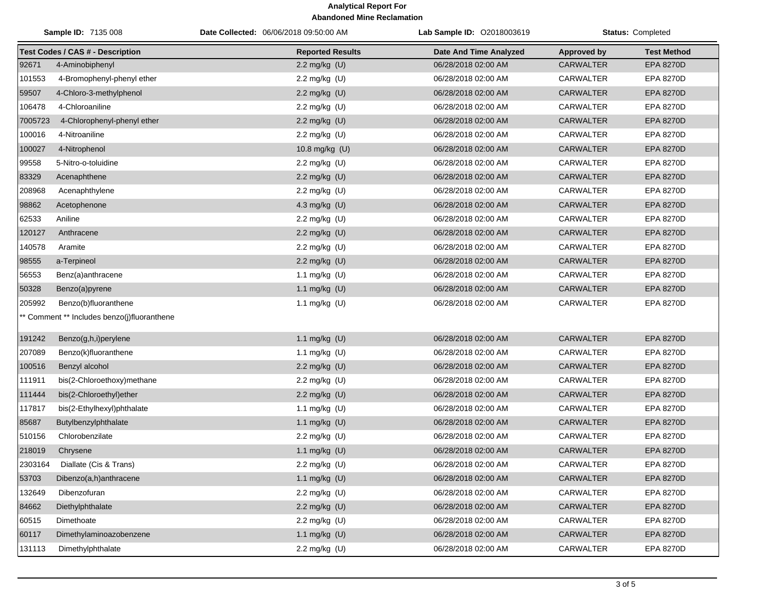**Analytical Report For**
**Abandoned Mine Reclamation**

**Sample ID:** 7135 008 **Date Collected:** 06/06/2018 09:50:00 AM **Lab Sample ID:** O2018003619 **Status:** Completed

| Test Codes / CAS # - Description | | Reported Results | Date And Time Analyzed | Approved by | Test Method |
|---|---|---|---|---|---|
| 92671 | 4-Aminobiphenyl | 2.2 mg/kg (U) | 06/28/2018 02:00 AM | CARWALTER | EPA 8270D |
| 101553 | 4-Bromophenyl-phenyl ether | 2.2 mg/kg (U) | 06/28/2018 02:00 AM | CARWALTER | EPA 8270D |
| 59507 | 4-Chloro-3-methylphenol | 2.2 mg/kg (U) | 06/28/2018 02:00 AM | CARWALTER | EPA 8270D |
| 106478 | 4-Chloroaniline | 2.2 mg/kg (U) | 06/28/2018 02:00 AM | CARWALTER | EPA 8270D |
| 7005723 | 4-Chlorophenyl-phenyl ether | 2.2 mg/kg (U) | 06/28/2018 02:00 AM | CARWALTER | EPA 8270D |
| 100016 | 4-Nitroaniline | 2.2 mg/kg (U) | 06/28/2018 02:00 AM | CARWALTER | EPA 8270D |
| 100027 | 4-Nitrophenol | 10.8 mg/kg (U) | 06/28/2018 02:00 AM | CARWALTER | EPA 8270D |
| 99558 | 5-Nitro-o-toluidine | 2.2 mg/kg (U) | 06/28/2018 02:00 AM | CARWALTER | EPA 8270D |
| 83329 | Acenaphthene | 2.2 mg/kg (U) | 06/28/2018 02:00 AM | CARWALTER | EPA 8270D |
| 208968 | Acenaphthylene | 2.2 mg/kg (U) | 06/28/2018 02:00 AM | CARWALTER | EPA 8270D |
| 98862 | Acetophenone | 4.3 mg/kg (U) | 06/28/2018 02:00 AM | CARWALTER | EPA 8270D |
| 62533 | Aniline | 2.2 mg/kg (U) | 06/28/2018 02:00 AM | CARWALTER | EPA 8270D |
| 120127 | Anthracene | 2.2 mg/kg (U) | 06/28/2018 02:00 AM | CARWALTER | EPA 8270D |
| 140578 | Aramite | 2.2 mg/kg (U) | 06/28/2018 02:00 AM | CARWALTER | EPA 8270D |
| 98555 | a-Terpineol | 2.2 mg/kg (U) | 06/28/2018 02:00 AM | CARWALTER | EPA 8270D |
| 56553 | Benz(a)anthracene | 1.1 mg/kg (U) | 06/28/2018 02:00 AM | CARWALTER | EPA 8270D |
| 50328 | Benzo(a)pyrene | 1.1 mg/kg (U) | 06/28/2018 02:00 AM | CARWALTER | EPA 8270D |
| 205992 | Benzo(b)fluoranthene | 1.1 mg/kg (U) | 06/28/2018 02:00 AM | CARWALTER | EPA 8270D |
| ** Comment ** Includes benzo(j)fluoranthene | | | | | |
| 191242 | Benzo(g,h,i)perylene | 1.1 mg/kg (U) | 06/28/2018 02:00 AM | CARWALTER | EPA 8270D |
| 207089 | Benzo(k)fluoranthene | 1.1 mg/kg (U) | 06/28/2018 02:00 AM | CARWALTER | EPA 8270D |
| 100516 | Benzyl alcohol | 2.2 mg/kg (U) | 06/28/2018 02:00 AM | CARWALTER | EPA 8270D |
| 111911 | bis(2-Chloroethoxy)methane | 2.2 mg/kg (U) | 06/28/2018 02:00 AM | CARWALTER | EPA 8270D |
| 111444 | bis(2-Chloroethyl)ether | 2.2 mg/kg (U) | 06/28/2018 02:00 AM | CARWALTER | EPA 8270D |
| 117817 | bis(2-Ethylhexyl)phthalate | 1.1 mg/kg (U) | 06/28/2018 02:00 AM | CARWALTER | EPA 8270D |
| 85687 | Butylbenzylphthalate | 1.1 mg/kg (U) | 06/28/2018 02:00 AM | CARWALTER | EPA 8270D |
| 510156 | Chlorobenzilate | 2.2 mg/kg (U) | 06/28/2018 02:00 AM | CARWALTER | EPA 8270D |
| 218019 | Chrysene | 1.1 mg/kg (U) | 06/28/2018 02:00 AM | CARWALTER | EPA 8270D |
| 2303164 | Diallate (Cis & Trans) | 2.2 mg/kg (U) | 06/28/2018 02:00 AM | CARWALTER | EPA 8270D |
| 53703 | Dibenzo(a,h)anthracene | 1.1 mg/kg (U) | 06/28/2018 02:00 AM | CARWALTER | EPA 8270D |
| 132649 | Dibenzofuran | 2.2 mg/kg (U) | 06/28/2018 02:00 AM | CARWALTER | EPA 8270D |
| 84662 | Diethylphthalate | 2.2 mg/kg (U) | 06/28/2018 02:00 AM | CARWALTER | EPA 8270D |
| 60515 | Dimethoate | 2.2 mg/kg (U) | 06/28/2018 02:00 AM | CARWALTER | EPA 8270D |
| 60117 | Dimethylaminoazobenzene | 1.1 mg/kg (U) | 06/28/2018 02:00 AM | CARWALTER | EPA 8270D |
| 131113 | Dimethylphthalate | 2.2 mg/kg (U) | 06/28/2018 02:00 AM | CARWALTER | EPA 8270D |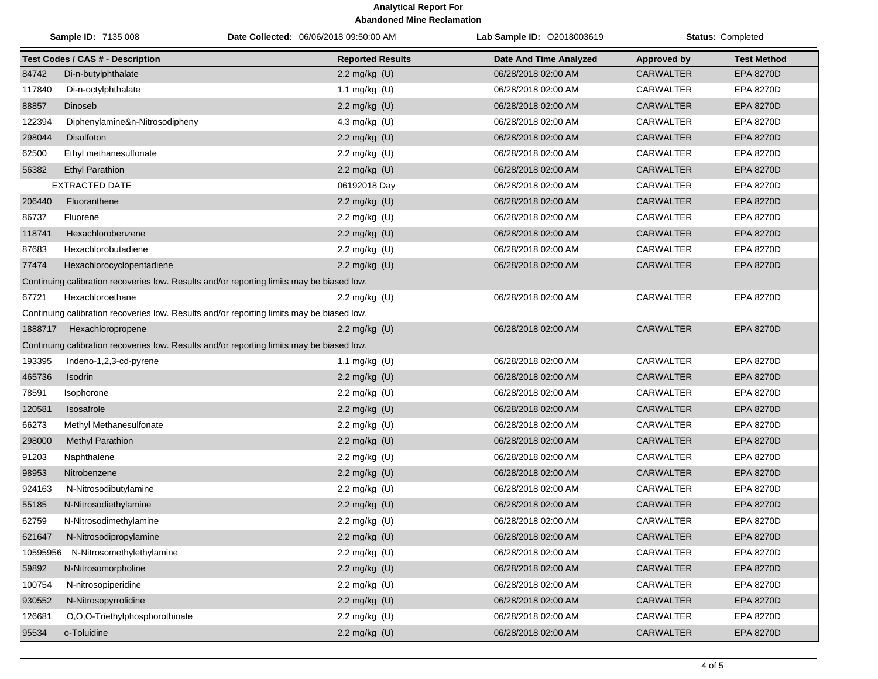# Analytical Report For

## Abandoned Mine Reclamation

**Sample ID:** 7135 008 **Date Collected:** 06/06/2018 09:50:00 AM **Lab Sample ID:** O2018003619 **Status:** Completed

| Test Codes / CAS # - Description | | Reported Results | Date And Time Analyzed | Approved by | Test Method |
|---|---|---|---|---|---|
| 84742 | Di-n-butylphthalate | 2.2 mg/kg (U) | 06/28/2018 02:00 AM | CARWALTER | EPA 8270D |
| 117840 | Di-n-octylphthalate | 1.1 mg/kg (U) | 06/28/2018 02:00 AM | CARWALTER | EPA 8270D |
| 88857 | Dinoseb | 2.2 mg/kg (U) | 06/28/2018 02:00 AM | CARWALTER | EPA 8270D |
| 122394 | Diphenylamine&n-Nitrosodipheny | 4.3 mg/kg (U) | 06/28/2018 02:00 AM | CARWALTER | EPA 8270D |
| 298044 | Disulfoton | 2.2 mg/kg (U) | 06/28/2018 02:00 AM | CARWALTER | EPA 8270D |
| 62500 | Ethyl methanesulfonate | 2.2 mg/kg (U) | 06/28/2018 02:00 AM | CARWALTER | EPA 8270D |
| 56382 | Ethyl Parathion | 2.2 mg/kg (U) | 06/28/2018 02:00 AM | CARWALTER | EPA 8270D |
| | EXTRACTED DATE | 06192018 Day | 06/28/2018 02:00 AM | CARWALTER | EPA 8270D |
| 206440 | Fluoranthene | 2.2 mg/kg (U) | 06/28/2018 02:00 AM | CARWALTER | EPA 8270D |
| 86737 | Fluorene | 2.2 mg/kg (U) | 06/28/2018 02:00 AM | CARWALTER | EPA 8270D |
| 118741 | Hexachlorobenzene | 2.2 mg/kg (U) | 06/28/2018 02:00 AM | CARWALTER | EPA 8270D |
| 87683 | Hexachlorobutadiene | 2.2 mg/kg (U) | 06/28/2018 02:00 AM | CARWALTER | EPA 8270D |
| 77474 | Hexachlorocyclopentadiene | 2.2 mg/kg (U) | 06/28/2018 02:00 AM | CARWALTER | EPA 8270D |
| Continuing calibration recoveries low. Results and/or reporting limits may be biased low. | | | | | |
| 67721 | Hexachloroethane | 2.2 mg/kg (U) | 06/28/2018 02:00 AM | CARWALTER | EPA 8270D |
| Continuing calibration recoveries low. Results and/or reporting limits may be biased low. | | | | | |
| 1888717 | Hexachloropropene | 2.2 mg/kg (U) | 06/28/2018 02:00 AM | CARWALTER | EPA 8270D |
| Continuing calibration recoveries low. Results and/or reporting limits may be biased low. | | | | | |
| 193395 | Indeno-1,2,3-cd-pyrene | 1.1 mg/kg (U) | 06/28/2018 02:00 AM | CARWALTER | EPA 8270D |
| 465736 | Isodrin | 2.2 mg/kg (U) | 06/28/2018 02:00 AM | CARWALTER | EPA 8270D |
| 78591 | Isophorone | 2.2 mg/kg (U) | 06/28/2018 02:00 AM | CARWALTER | EPA 8270D |
| 120581 | Isosafrole | 2.2 mg/kg (U) | 06/28/2018 02:00 AM | CARWALTER | EPA 8270D |
| 66273 | Methyl Methanesulfonate | 2.2 mg/kg (U) | 06/28/2018 02:00 AM | CARWALTER | EPA 8270D |
| 298000 | Methyl Parathion | 2.2 mg/kg (U) | 06/28/2018 02:00 AM | CARWALTER | EPA 8270D |
| 91203 | Naphthalene | 2.2 mg/kg (U) | 06/28/2018 02:00 AM | CARWALTER | EPA 8270D |
| 98953 | Nitrobenzene | 2.2 mg/kg (U) | 06/28/2018 02:00 AM | CARWALTER | EPA 8270D |
| 924163 | N-Nitrosodibutylamine | 2.2 mg/kg (U) | 06/28/2018 02:00 AM | CARWALTER | EPA 8270D |
| 55185 | N-Nitrosodiethylamine | 2.2 mg/kg (U) | 06/28/2018 02:00 AM | CARWALTER | EPA 8270D |
| 62759 | N-Nitrosodimethylamine | 2.2 mg/kg (U) | 06/28/2018 02:00 AM | CARWALTER | EPA 8270D |
| 621647 | N-Nitrosodipropylamine | 2.2 mg/kg (U) | 06/28/2018 02:00 AM | CARWALTER | EPA 8270D |
| 10595956 | N-Nitrosomethylethylamine | 2.2 mg/kg (U) | 06/28/2018 02:00 AM | CARWALTER | EPA 8270D |
| 59892 | N-Nitrosomorpholine | 2.2 mg/kg (U) | 06/28/2018 02:00 AM | CARWALTER | EPA 8270D |
| 100754 | N-nitrosopiperidine | 2.2 mg/kg (U) | 06/28/2018 02:00 AM | CARWALTER | EPA 8270D |
| 930552 | N-Nitrosopyrrolidine | 2.2 mg/kg (U) | 06/28/2018 02:00 AM | CARWALTER | EPA 8270D |
| 126681 | O,O,O-Triethylphosphorothioate | 2.2 mg/kg (U) | 06/28/2018 02:00 AM | CARWALTER | EPA 8270D |
| 95534 | o-Toluidine | 2.2 mg/kg (U) | 06/28/2018 02:00 AM | CARWALTER | EPA 8270D |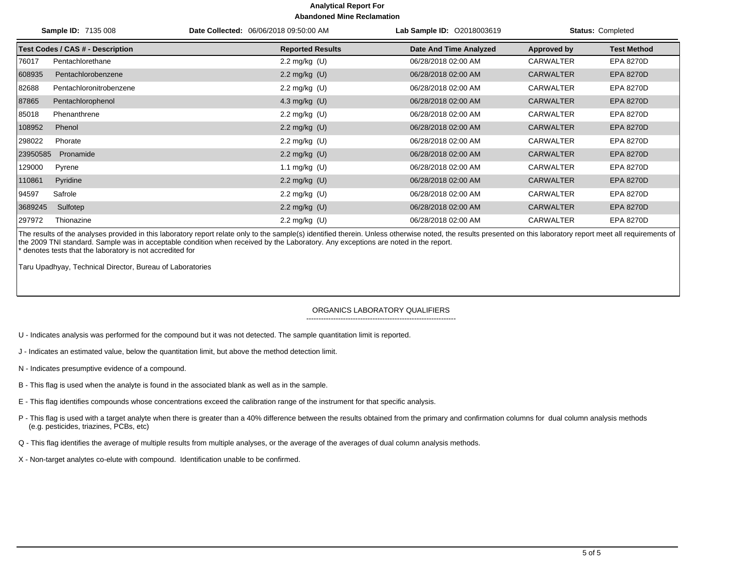**Analytical Report For**
**Abandoned Mine Reclamation**

**Sample ID:** 7135 008 **Date Collected:** 06/06/2018 09:50:00 AM **Lab Sample ID:** O2018003619 **Status:** Completed

| Test Codes / CAS # - Description | | Reported Results | Date And Time Analyzed | Approved by | Test Method |
|---|---|---|---|---|---|
| 76017 | Pentachlorethane | 2.2 mg/kg (U) | 06/28/2018 02:00 AM | CARWALTER | EPA 8270D |
| 608935 | Pentachlorobenzene | 2.2 mg/kg (U) | 06/28/2018 02:00 AM | CARWALTER | EPA 8270D |
| 82688 | Pentachloronitrobenzene | 2.2 mg/kg (U) | 06/28/2018 02:00 AM | CARWALTER | EPA 8270D |
| 87865 | Pentachlorophenol | 4.3 mg/kg (U) | 06/28/2018 02:00 AM | CARWALTER | EPA 8270D |
| 85018 | Phenanthrene | 2.2 mg/kg (U) | 06/28/2018 02:00 AM | CARWALTER | EPA 8270D |
| 108952 | Phenol | 2.2 mg/kg (U) | 06/28/2018 02:00 AM | CARWALTER | EPA 8270D |
| 298022 | Phorate | 2.2 mg/kg (U) | 06/28/2018 02:00 AM | CARWALTER | EPA 8270D |
| 23950585 | Pronamide | 2.2 mg/kg (U) | 06/28/2018 02:00 AM | CARWALTER | EPA 8270D |
| 129000 | Pyrene | 1.1 mg/kg (U) | 06/28/2018 02:00 AM | CARWALTER | EPA 8270D |
| 110861 | Pyridine | 2.2 mg/kg (U) | 06/28/2018 02:00 AM | CARWALTER | EPA 8270D |
| 94597 | Safrole | 2.2 mg/kg (U) | 06/28/2018 02:00 AM | CARWALTER | EPA 8270D |
| 3689245 | Sulfotep | 2.2 mg/kg (U) | 06/28/2018 02:00 AM | CARWALTER | EPA 8270D |
| 297972 | Thionazine | 2.2 mg/kg (U) | 06/28/2018 02:00 AM | CARWALTER | EPA 8270D |

The results of the analyses provided in this laboratory report relate only to the sample(s) identified therein. Unless otherwise noted, the results presented on this laboratory report meet all requirements of the 2009 TNI standard. Sample was in acceptable condition when received by the Laboratory. Any exceptions are noted in the report.
* denotes tests that the laboratory is not accredited for

Taru Upadhyay, Technical Director, Bureau of Laboratories

ORGANICS LABORATORY QUALIFIERS

U - Indicates analysis was performed for the compound but it was not detected. The sample quantitation limit is reported.

J - Indicates an estimated value, below the quantitation limit, but above the method detection limit.

N - Indicates presumptive evidence of a compound.

B - This flag is used when the analyte is found in the associated blank as well as in the sample.

E - This flag identifies compounds whose concentrations exceed the calibration range of the instrument for that specific analysis.

P - This flag is used with a target analyte when there is greater than a 40% difference between the results obtained from the primary and confirmation columns for dual column analysis methods (e.g. pesticides, triazines, PCBs, etc)

Q - This flag identifies the average of multiple results from multiple analyses, or the average of the averages of dual column analysis methods.

X - Non-target analytes co-elute with compound. Identification unable to be confirmed.